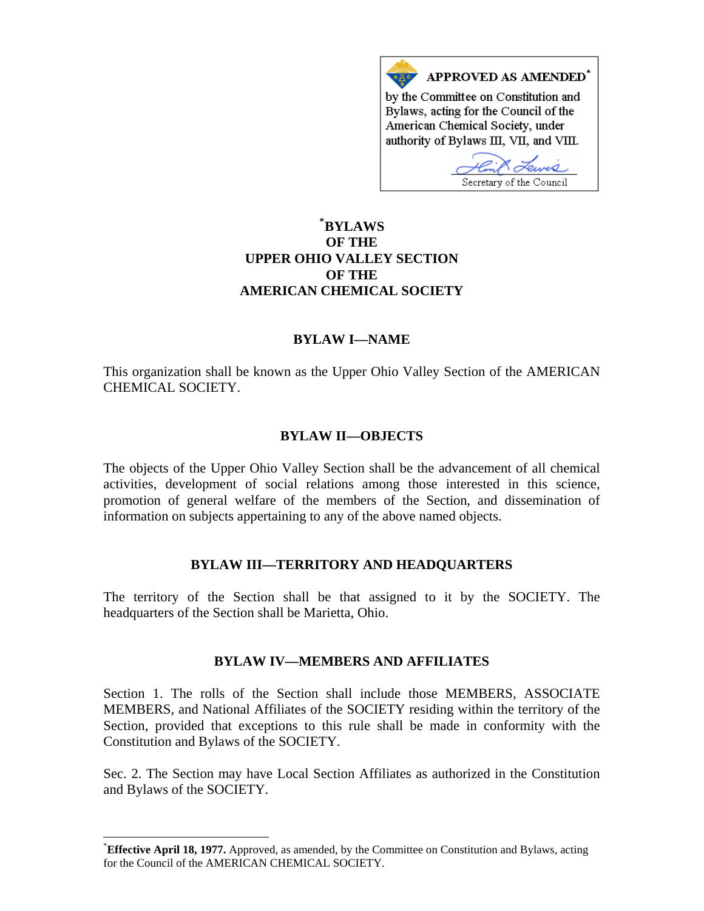**APPROVED AS AMENDED***

by the Committee on Constitution and Bylaws, acting for the Council of the American Chemical Society, under authority of Bylaws III, VII, and VIII.

Secretary of the Council

# *BYLAWS OF THE UPPER OHIO VALLEY SECTION OF THE AMERICAN CHEMICAL SOCIETY

## BYLAW I—NAME

This organization shall be known as the Upper Ohio Valley Section of the AMERICAN CHEMICAL SOCIETY.

## BYLAW II—OBJECTS

The objects of the Upper Ohio Valley Section shall be the advancement of all chemical activities, development of social relations among those interested in this science, promotion of general welfare of the members of the Section, and dissemination of information on subjects appertaining to any of the above named objects.

## BYLAW III—TERRITORY AND HEADQUARTERS

The territory of the Section shall be that assigned to it by the SOCIETY. The headquarters of the Section shall be Marietta, Ohio.

## BYLAW IV—MEMBERS AND AFFILIATES

Section 1. The rolls of the Section shall include those MEMBERS, ASSOCIATE MEMBERS, and National Affiliates of the SOCIETY residing within the territory of the Section, provided that exceptions to this rule shall be made in conformity with the Constitution and Bylaws of the SOCIETY.

Sec. 2. The Section may have Local Section Affiliates as authorized in the Constitution and Bylaws of the SOCIETY.

---

***Effective April 18, 1977.** Approved, as amended, by the Committee on Constitution and Bylaws, acting for the Council of the AMERICAN CHEMICAL SOCIETY.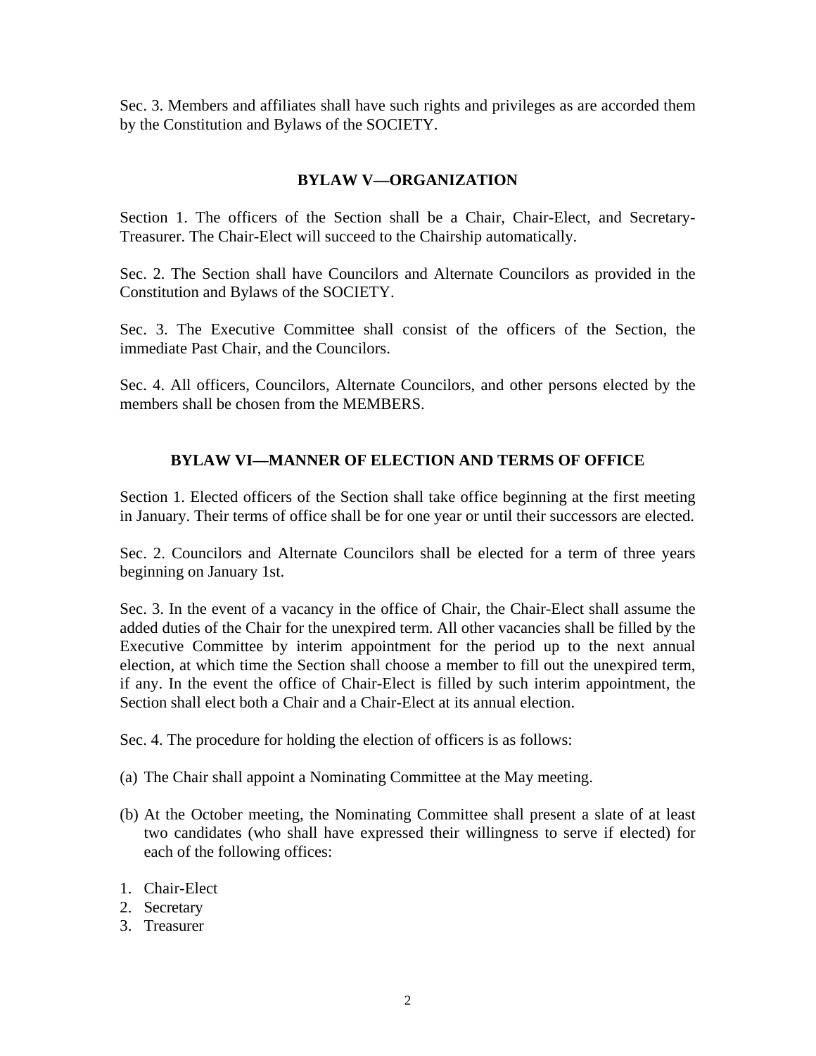Sec. 3. Members and affiliates shall have such rights and privileges as are accorded them by the Constitution and Bylaws of the SOCIETY.

## BYLAW V—ORGANIZATION

Section 1. The officers of the Section shall be a Chair, Chair-Elect, and Secretary-Treasurer. The Chair-Elect will succeed to the Chairship automatically.

Sec. 2. The Section shall have Councilors and Alternate Councilors as provided in the Constitution and Bylaws of the SOCIETY.

Sec. 3. The Executive Committee shall consist of the officers of the Section, the immediate Past Chair, and the Councilors.

Sec. 4. All officers, Councilors, Alternate Councilors, and other persons elected by the members shall be chosen from the MEMBERS.

## BYLAW VI—MANNER OF ELECTION AND TERMS OF OFFICE

Section 1. Elected officers of the Section shall take office beginning at the first meeting in January. Their terms of office shall be for one year or until their successors are elected.

Sec. 2. Councilors and Alternate Councilors shall be elected for a term of three years beginning on January 1st.

Sec. 3. In the event of a vacancy in the office of Chair, the Chair-Elect shall assume the added duties of the Chair for the unexpired term. All other vacancies shall be filled by the Executive Committee by interim appointment for the period up to the next annual election, at which time the Section shall choose a member to fill out the unexpired term, if any. In the event the office of Chair-Elect is filled by such interim appointment, the Section shall elect both a Chair and a Chair-Elect at its annual election.

Sec. 4. The procedure for holding the election of officers is as follows:

(a) The Chair shall appoint a Nominating Committee at the May meeting.

(b) At the October meeting, the Nominating Committee shall present a slate of at least two candidates (who shall have expressed their willingness to serve if elected) for each of the following offices:

1. Chair-Elect
2. Secretary
3. Treasurer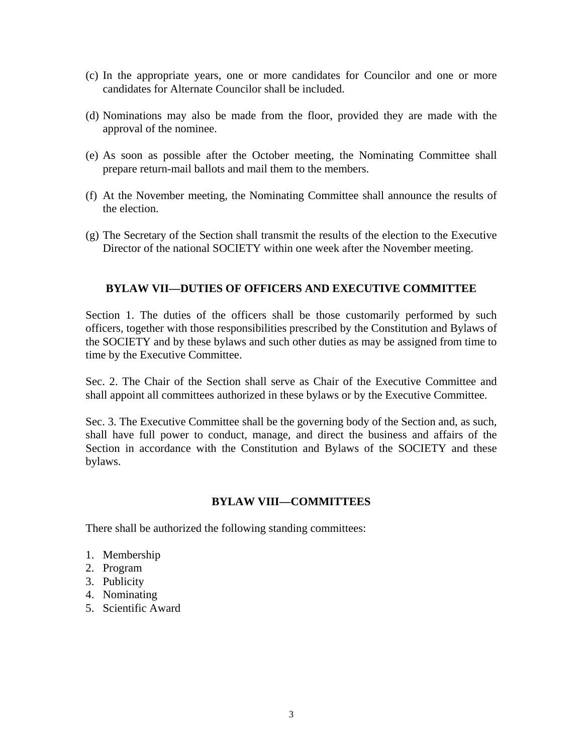(c) In the appropriate years, one or more candidates for Councilor and one or more candidates for Alternate Councilor shall be included.

(d) Nominations may also be made from the floor, provided they are made with the approval of the nominee.

(e) As soon as possible after the October meeting, the Nominating Committee shall prepare return-mail ballots and mail them to the members.

(f) At the November meeting, the Nominating Committee shall announce the results of the election.

(g) The Secretary of the Section shall transmit the results of the election to the Executive Director of the national SOCIETY within one week after the November meeting.

## BYLAW VII—DUTIES OF OFFICERS AND EXECUTIVE COMMITTEE

Section 1. The duties of the officers shall be those customarily performed by such officers, together with those responsibilities prescribed by the Constitution and Bylaws of the SOCIETY and by these bylaws and such other duties as may be assigned from time to time by the Executive Committee.

Sec. 2. The Chair of the Section shall serve as Chair of the Executive Committee and shall appoint all committees authorized in these bylaws or by the Executive Committee.

Sec. 3. The Executive Committee shall be the governing body of the Section and, as such, shall have full power to conduct, manage, and direct the business and affairs of the Section in accordance with the Constitution and Bylaws of the SOCIETY and these bylaws.

## BYLAW VIII—COMMITTEES

There shall be authorized the following standing committees:

1. Membership
2. Program
3. Publicity
4. Nominating
5. Scientific Award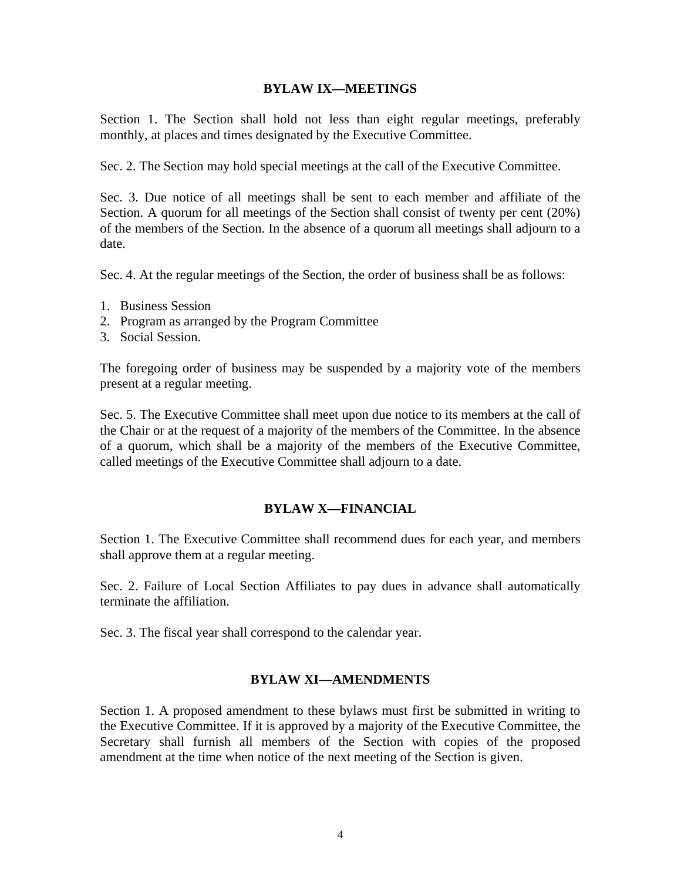## BYLAW IX—MEETINGS

Section 1. The Section shall hold not less than eight regular meetings, preferably monthly, at places and times designated by the Executive Committee.

Sec. 2. The Section may hold special meetings at the call of the Executive Committee.

Sec. 3. Due notice of all meetings shall be sent to each member and affiliate of the Section. A quorum for all meetings of the Section shall consist of twenty per cent (20%) of the members of the Section. In the absence of a quorum all meetings shall adjourn to a date.

Sec. 4. At the regular meetings of the Section, the order of business shall be as follows:

1. Business Session
2. Program as arranged by the Program Committee
3. Social Session.

The foregoing order of business may be suspended by a majority vote of the members present at a regular meeting.

Sec. 5. The Executive Committee shall meet upon due notice to its members at the call of the Chair or at the request of a majority of the members of the Committee. In the absence of a quorum, which shall be a majority of the members of the Executive Committee, called meetings of the Executive Committee shall adjourn to a date.

## BYLAW X—FINANCIAL

Section 1. The Executive Committee shall recommend dues for each year, and members shall approve them at a regular meeting.

Sec. 2. Failure of Local Section Affiliates to pay dues in advance shall automatically terminate the affiliation.

Sec. 3. The fiscal year shall correspond to the calendar year.

## BYLAW XI—AMENDMENTS

Section 1. A proposed amendment to these bylaws must first be submitted in writing to the Executive Committee. If it is approved by a majority of the Executive Committee, the Secretary shall furnish all members of the Section with copies of the proposed amendment at the time when notice of the next meeting of the Section is given.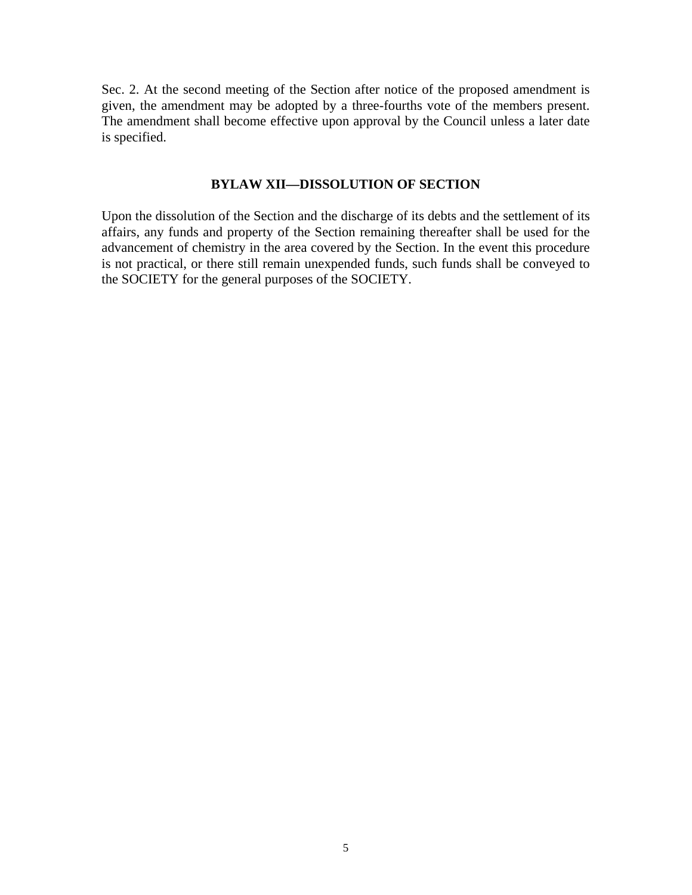Sec. 2. At the second meeting of the Section after notice of the proposed amendment is given, the amendment may be adopted by a three-fourths vote of the members present. The amendment shall become effective upon approval by the Council unless a later date is specified.

## BYLAW XII—DISSOLUTION OF SECTION

Upon the dissolution of the Section and the discharge of its debts and the settlement of its affairs, any funds and property of the Section remaining thereafter shall be used for the advancement of chemistry in the area covered by the Section. In the event this procedure is not practical, or there still remain unexpended funds, such funds shall be conveyed to the SOCIETY for the general purposes of the SOCIETY.